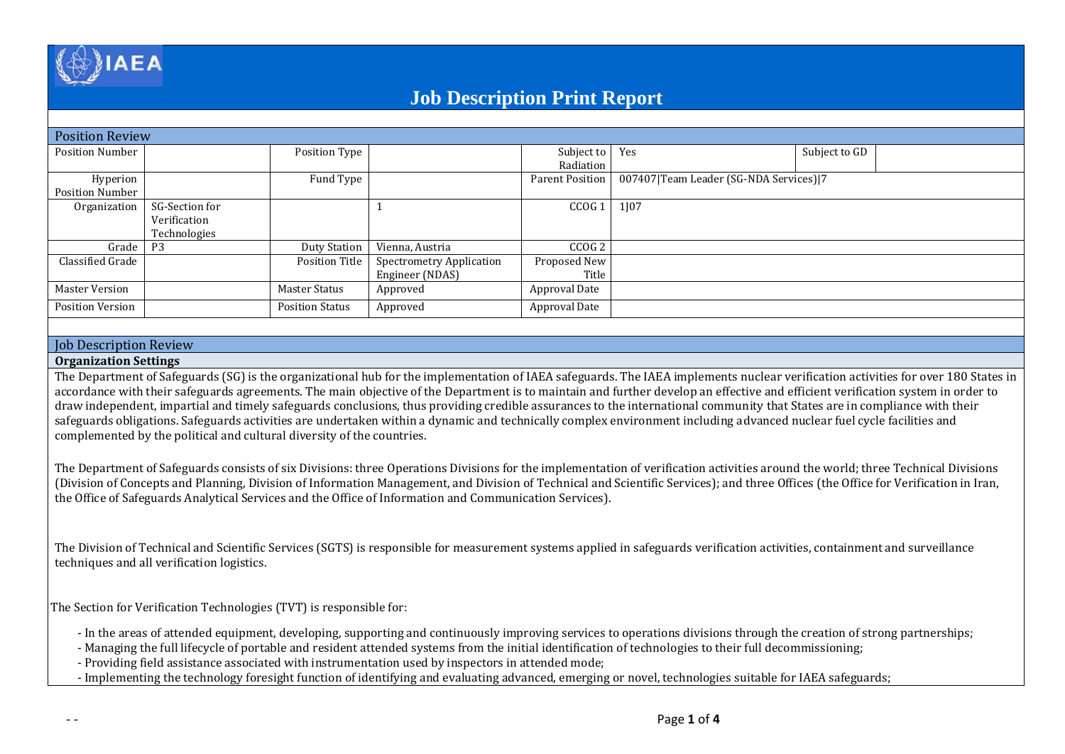# Job Description Print Report

## Position Review

| | | | | | | | |
|---|---|---|---|---|---|---|---|
| Position Number | | Position Type | | Subject to Radiation | Yes | Subject to GD | |
| Hyperion Position Number | | Fund Type | | Parent Position | 007407\|Team Leader (SG-NDA Services)\|7 | | |
| Organization | SG-Section for Verification Technologies | | 1 | CCOG 1 | 1J07 | | |
| Grade | P3 | Duty Station | Vienna, Austria | CCOG 2 | | | |
| Classified Grade | | Position Title | Spectrometry Application Engineer (NDAS) | Proposed New Title | | | |
| Master Version | | Master Status | Approved | Approval Date | | | |
| Position Version | | Position Status | Approved | Approval Date | | | |

## Job Description Review

### Organization Settings

The Department of Safeguards (SG) is the organizational hub for the implementation of IAEA safeguards. The IAEA implements nuclear verification activities for over 180 States in accordance with their safeguards agreements. The main objective of the Department is to maintain and further develop an effective and efficient verification system in order to draw independent, impartial and timely safeguards conclusions, thus providing credible assurances to the international community that States are in compliance with their safeguards obligations. Safeguards activities are undertaken within a dynamic and technically complex environment including advanced nuclear fuel cycle facilities and complemented by the political and cultural diversity of the countries.

The Department of Safeguards consists of six Divisions: three Operations Divisions for the implementation of verification activities around the world; three Technical Divisions (Division of Concepts and Planning, Division of Information Management, and Division of Technical and Scientific Services); and three Offices (the Office for Verification in Iran, the Office of Safeguards Analytical Services and the Office of Information and Communication Services).

The Division of Technical and Scientific Services (SGTS) is responsible for measurement systems applied in safeguards verification activities, containment and surveillance techniques and all verification logistics.

The Section for Verification Technologies (TVT) is responsible for:

- In the areas of attended equipment, developing, supporting and continuously improving services to operations divisions through the creation of strong partnerships;
- Managing the full lifecycle of portable and resident attended systems from the initial identification of technologies to their full decommissioning;
- Providing field assistance associated with instrumentation used by inspectors in attended mode;
- Implementing the technology foresight function of identifying and evaluating advanced, emerging or novel, technologies suitable for IAEA safeguards;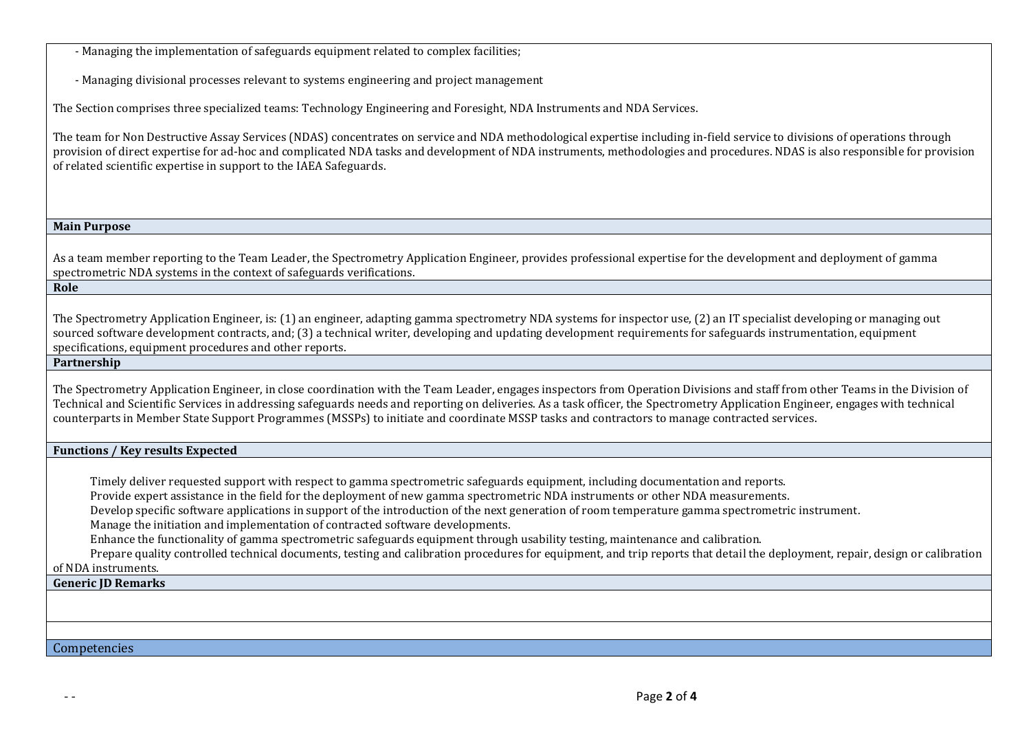- Managing the implementation of safeguards equipment related to complex facilities;

- Managing divisional processes relevant to systems engineering and project management

The Section comprises three specialized teams: Technology Engineering and Foresight, NDA Instruments and NDA Services.

The team for Non Destructive Assay Services (NDAS) concentrates on service and NDA methodological expertise including in-field service to divisions of operations through provision of direct expertise for ad-hoc and complicated NDA tasks and development of NDA instruments, methodologies and procedures. NDAS is also responsible for provision of related scientific expertise in support to the IAEA Safeguards.

**Main Purpose**

As a team member reporting to the Team Leader, the Spectrometry Application Engineer, provides professional expertise for the development and deployment of gamma spectrometric NDA systems in the context of safeguards verifications.

**Role**

The Spectrometry Application Engineer, is: (1) an engineer, adapting gamma spectrometry NDA systems for inspector use, (2) an IT specialist developing or managing out sourced software development contracts, and; (3) a technical writer, developing and updating development requirements for safeguards instrumentation, equipment specifications, equipment procedures and other reports.

**Partnership**

The Spectrometry Application Engineer, in close coordination with the Team Leader, engages inspectors from Operation Divisions and staff from other Teams in the Division of Technical and Scientific Services in addressing safeguards needs and reporting on deliveries. As a task officer, the Spectrometry Application Engineer, engages with technical counterparts in Member State Support Programmes (MSSPs) to initiate and coordinate MSSP tasks and contractors to manage contracted services.

**Functions / Key results Expected**

Timely deliver requested support with respect to gamma spectrometric safeguards equipment, including documentation and reports.

Provide expert assistance in the field for the deployment of new gamma spectrometric NDA instruments or other NDA measurements.

Develop specific software applications in support of the introduction of the next generation of room temperature gamma spectrometric instrument.

Manage the initiation and implementation of contracted software developments.

Enhance the functionality of gamma spectrometric safeguards equipment through usability testing, maintenance and calibration.

Prepare quality controlled technical documents, testing and calibration procedures for equipment, and trip reports that detail the deployment, repair, design or calibration of NDA instruments.

**Generic JD Remarks**

Competencies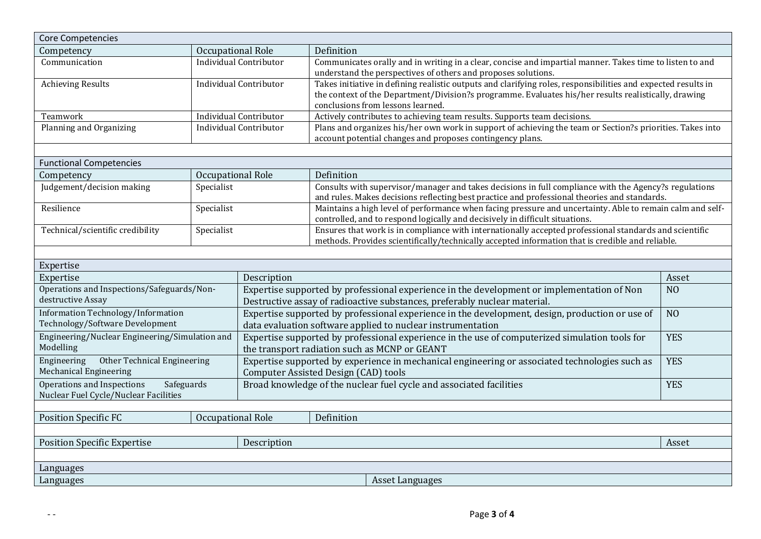## Core Competencies

| Competency | Occupational Role | Definition |
|---|---|---|
| Communication | Individual Contributor | Communicates orally and in writing in a clear, concise and impartial manner. Takes time to listen to and understand the perspectives of others and proposes solutions. |
| Achieving Results | Individual Contributor | Takes initiative in defining realistic outputs and clarifying roles, responsibilities and expected results in the context of the Department/Division?s programme. Evaluates his/her results realistically, drawing conclusions from lessons learned. |
| Teamwork | Individual Contributor | Actively contributes to achieving team results. Supports team decisions. |
| Planning and Organizing | Individual Contributor | Plans and organizes his/her own work in support of achieving the team or Section?s priorities. Takes into account potential changes and proposes contingency plans. |

## Functional Competencies

| Competency | Occupational Role | Definition |
|---|---|---|
| Judgement/decision making | Specialist | Consults with supervisor/manager and takes decisions in full compliance with the Agency?s regulations and rules. Makes decisions reflecting best practice and professional theories and standards. |
| Resilience | Specialist | Maintains a high level of performance when facing pressure and uncertainty. Able to remain calm and self-controlled, and to respond logically and decisively in difficult situations. |
| Technical/scientific credibility | Specialist | Ensures that work is in compliance with internationally accepted professional standards and scientific methods. Provides scientifically/technically accepted information that is credible and reliable. |

## Expertise

| Expertise | Description | Asset |
|---|---|---|
| Operations and Inspections/Safeguards/Non-destructive Assay | Expertise supported by professional experience in the development or implementation of Non Destructive assay of radioactive substances, preferably nuclear material. | NO |
| Information Technology/Information Technology/Software Development | Expertise supported by professional experience in the development, design, production or use of data evaluation software applied to nuclear instrumentation | NO |
| Engineering/Nuclear Engineering/Simulation and Modelling | Expertise supported by professional experience in the use of computerized simulation tools for the transport radiation such as MCNP or GEANT | YES |
| Engineering Other Technical Engineering Mechanical Engineering | Expertise supported by experience in mechanical engineering or associated technologies such as Computer Assisted Design (CAD) tools | YES |
| Operations and Inspections Safeguards Nuclear Fuel Cycle/Nuclear Facilities | Broad knowledge of the nuclear fuel cycle and associated facilities | YES |

| Position Specific FC | Occupational Role | Definition |
|---|---|---|

| Position Specific Expertise | Description | Asset |
|---|---|---|

## Languages

| Languages | Asset Languages |
|---|---|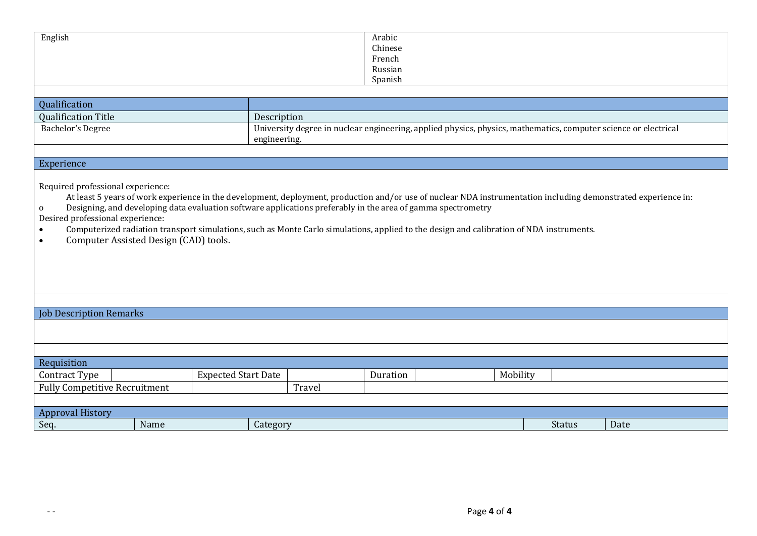| | |
|---|---|
| English | Arabic<br>Chinese<br>French<br>Russian<br>Spanish |

## Qualification

| Qualification Title | Description |
|---|---|
| Bachelor's Degree | University degree in nuclear engineering, applied physics, physics, mathematics, computer science or electrical engineering. |

## Experience

Required professional experience:

At least 5 years of work experience in the development, deployment, production and/or use of nuclear NDA instrumentation including demonstrated experience in:

- Designing, and developing data evaluation software applications preferably in the area of gamma spectrometry

Desired professional experience:

- Computerized radiation transport simulations, such as Monte Carlo simulations, applied to the design and calibration of NDA instruments.
- Computer Assisted Design (CAD) tools.

## Job Description Remarks

## Requisition

| | | | | | | | |
|---|---|---|---|---|---|---|---|
| Contract Type | | Expected Start Date | | Duration | | Mobility | |
| Fully Competitive Recruitment | | | Travel | | | | |

## Approval History

| Seq. | Name | Category | Status | Date |
|---|---|---|---|---|